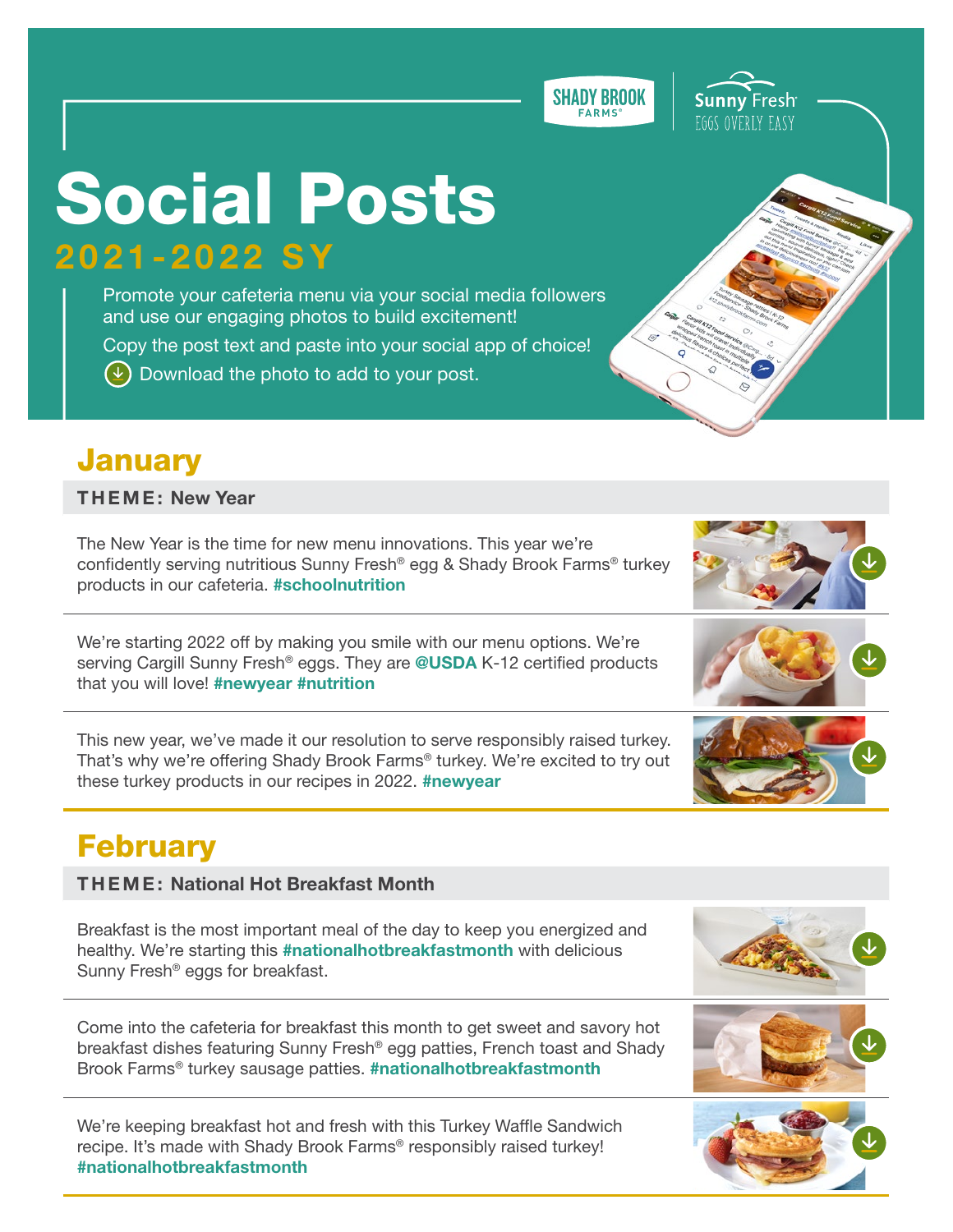SHADY BROOK FARMS®

Sunny Fresh® EGGS OVERLY EASY

# Social Posts

## 2021-2022 SY

Promote your cafeteria menu via your social media followers and use our engaging photos to build excitement!

Copy the post text and paste into your social app of choice!

Download the photo to add to your post.

## January

**THEME: New Year**

The New Year is the time for new menu innovations. This year we're confidently serving nutritious Sunny Fresh® egg & Shady Brook Farms® turkey products in our cafeteria. **#schoolnutrition**

We're starting 2022 off by making you smile with our menu options. We're serving Cargill Sunny Fresh® eggs. They are **@USDA** K-12 certified products that you will love! **#newyear #nutrition**

This new year, we've made it our resolution to serve responsibly raised turkey. That's why we're offering Shady Brook Farms® turkey. We're excited to try out these turkey products in our recipes in 2022. **#newyear**

## February

**THEME: National Hot Breakfast Month**

Breakfast is the most important meal of the day to keep you energized and healthy. We're starting this **#nationalhotbreakfastmonth** with delicious Sunny Fresh® eggs for breakfast.

Come into the cafeteria for breakfast this month to get sweet and savory hot breakfast dishes featuring Sunny Fresh® egg patties, French toast and Shady Brook Farms® turkey sausage patties. **#nationalhotbreakfastmonth**

We're keeping breakfast hot and fresh with this Turkey Waffle Sandwich recipe. It's made with Shady Brook Farms® responsibly raised turkey! **#nationalhotbreakfastmonth**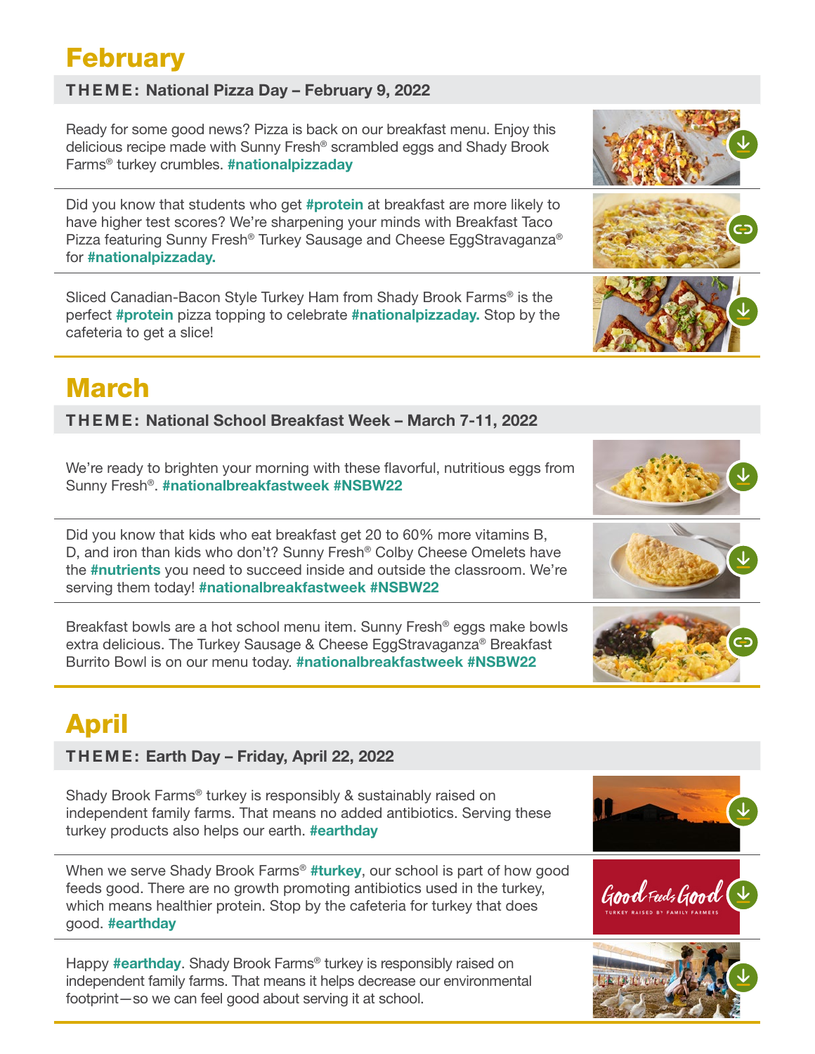# February

**THEME: National Pizza Day – February 9, 2022**

Ready for some good news? Pizza is back on our breakfast menu. Enjoy this delicious recipe made with Sunny Fresh® scrambled eggs and Shady Brook Farms® turkey crumbles. #nationalpizzaday

Did you know that students who get #protein at breakfast are more likely to have higher test scores? We're sharpening your minds with Breakfast Taco Pizza featuring Sunny Fresh® Turkey Sausage and Cheese EggStravaganza® for #nationalpizzaday.

Sliced Canadian-Bacon Style Turkey Ham from Shady Brook Farms® is the perfect #protein pizza topping to celebrate #nationalpizzaday. Stop by the cafeteria to get a slice!

# March

**THEME: National School Breakfast Week – March 7-11, 2022**

We're ready to brighten your morning with these flavorful, nutritious eggs from Sunny Fresh®. #nationalbreakfastweek #NSBW22

Did you know that kids who eat breakfast get 20 to 60% more vitamins B, D, and iron than kids who don't? Sunny Fresh® Colby Cheese Omelets have the #nutrients you need to succeed inside and outside the classroom. We're serving them today! #nationalbreakfastweek #NSBW22

Breakfast bowls are a hot school menu item. Sunny Fresh® eggs make bowls extra delicious. The Turkey Sausage & Cheese EggStravaganza® Breakfast Burrito Bowl is on our menu today. #nationalbreakfastweek #NSBW22

# April

**THEME: Earth Day – Friday, April 22, 2022**

Shady Brook Farms® turkey is responsibly & sustainably raised on independent family farms. That means no added antibiotics. Serving these turkey products also helps our earth. #earthday

When we serve Shady Brook Farms® #turkey, our school is part of how good feeds good. There are no growth promoting antibiotics used in the turkey, which means healthier protein. Stop by the cafeteria for turkey that does good. #earthday

Happy #earthday. Shady Brook Farms® turkey is responsibly raised on independent family farms. That means it helps decrease our environmental footprint—so we can feel good about serving it at school.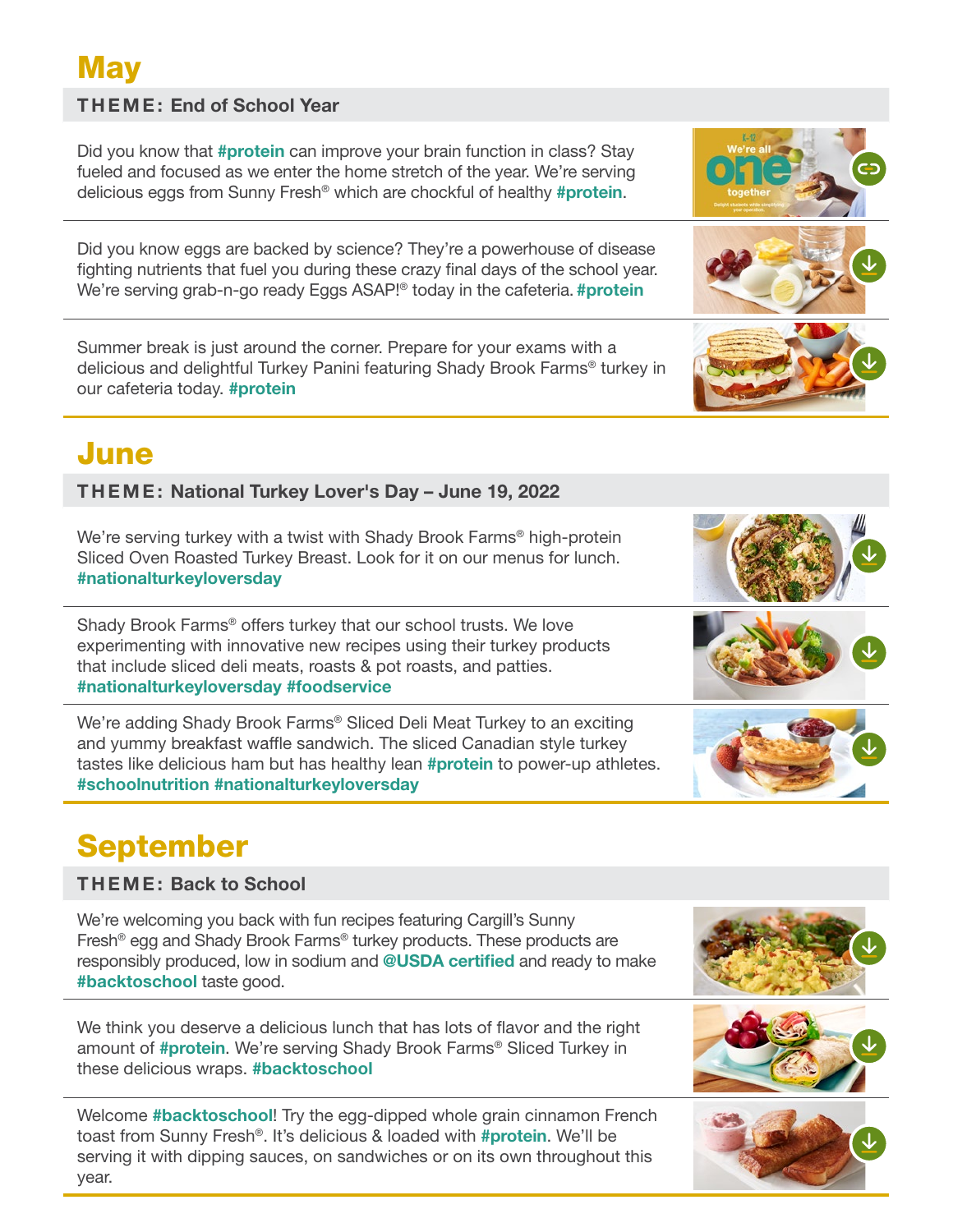# May

**THEME: End of School Year**

Did you know that #protein can improve your brain function in class? Stay fueled and focused as we enter the home stretch of the year. We're serving delicious eggs from Sunny Fresh® which are chockful of healthy #protein.

---

Did you know eggs are backed by science? They're a powerhouse of disease fighting nutrients that fuel you during these crazy final days of the school year. We're serving grab-n-go ready Eggs ASAP!® today in the cafeteria. #protein

---

Summer break is just around the corner. Prepare for your exams with a delicious and delightful Turkey Panini featuring Shady Brook Farms® turkey in our cafeteria today. #protein

# June

**THEME: National Turkey Lover's Day – June 19, 2022**

We're serving turkey with a twist with Shady Brook Farms® high-protein Sliced Oven Roasted Turkey Breast. Look for it on our menus for lunch. #nationalturkeyloversday

---

Shady Brook Farms® offers turkey that our school trusts. We love experimenting with innovative new recipes using their turkey products that include sliced deli meats, roasts & pot roasts, and patties. #nationalturkeyloversday #foodservice

---

We're adding Shady Brook Farms® Sliced Deli Meat Turkey to an exciting and yummy breakfast waffle sandwich. The sliced Canadian style turkey tastes like delicious ham but has healthy lean #protein to power-up athletes. #schoolnutrition #nationalturkeyloversday

# September

**THEME: Back to School**

We're welcoming you back with fun recipes featuring Cargill's Sunny Fresh® egg and Shady Brook Farms® turkey products. These products are responsibly produced, low in sodium and @USDA certified and ready to make #backtoschool taste good.

---

We think you deserve a delicious lunch that has lots of flavor and the right amount of #protein. We're serving Shady Brook Farms® Sliced Turkey in these delicious wraps. #backtoschool

---

Welcome #backtoschool! Try the egg-dipped whole grain cinnamon French toast from Sunny Fresh®. It's delicious & loaded with #protein. We'll be serving it with dipping sauces, on sandwiches or on its own throughout this year.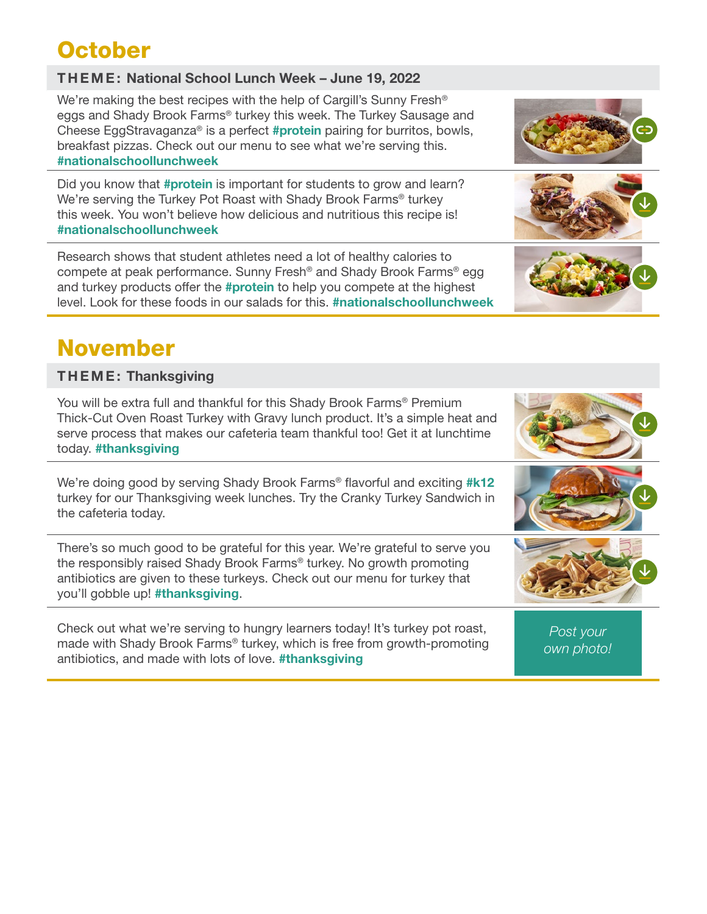# October

**THEME: National School Lunch Week – June 19, 2022**

We're making the best recipes with the help of Cargill's Sunny Fresh® eggs and Shady Brook Farms® turkey this week. The Turkey Sausage and Cheese EggStravaganza® is a perfect #protein pairing for burritos, bowls, breakfast pizzas. Check out our menu to see what we're serving this. #nationalschoollunchweek

Did you know that #protein is important for students to grow and learn? We're serving the Turkey Pot Roast with Shady Brook Farms® turkey this week. You won't believe how delicious and nutritious this recipe is! #nationalschoollunchweek

Research shows that student athletes need a lot of healthy calories to compete at peak performance. Sunny Fresh® and Shady Brook Farms® egg and turkey products offer the #protein to help you compete at the highest level. Look for these foods in our salads for this. #nationalschoollunchweek

# November

**THEME: Thanksgiving**

You will be extra full and thankful for this Shady Brook Farms® Premium Thick-Cut Oven Roast Turkey with Gravy lunch product. It's a simple heat and serve process that makes our cafeteria team thankful too! Get it at lunchtime today. #thanksgiving

We're doing good by serving Shady Brook Farms® flavorful and exciting #k12 turkey for our Thanksgiving week lunches. Try the Cranky Turkey Sandwich in the cafeteria today.

There's so much good to be grateful for this year. We're grateful to serve you the responsibly raised Shady Brook Farms® turkey. No growth promoting antibiotics are given to these turkeys. Check out our menu for turkey that you'll gobble up! #thanksgiving.

Check out what we're serving to hungry learners today! It's turkey pot roast, made with Shady Brook Farms® turkey, which is free from growth-promoting antibiotics, and made with lots of love. #thanksgiving

*Post your own photo!*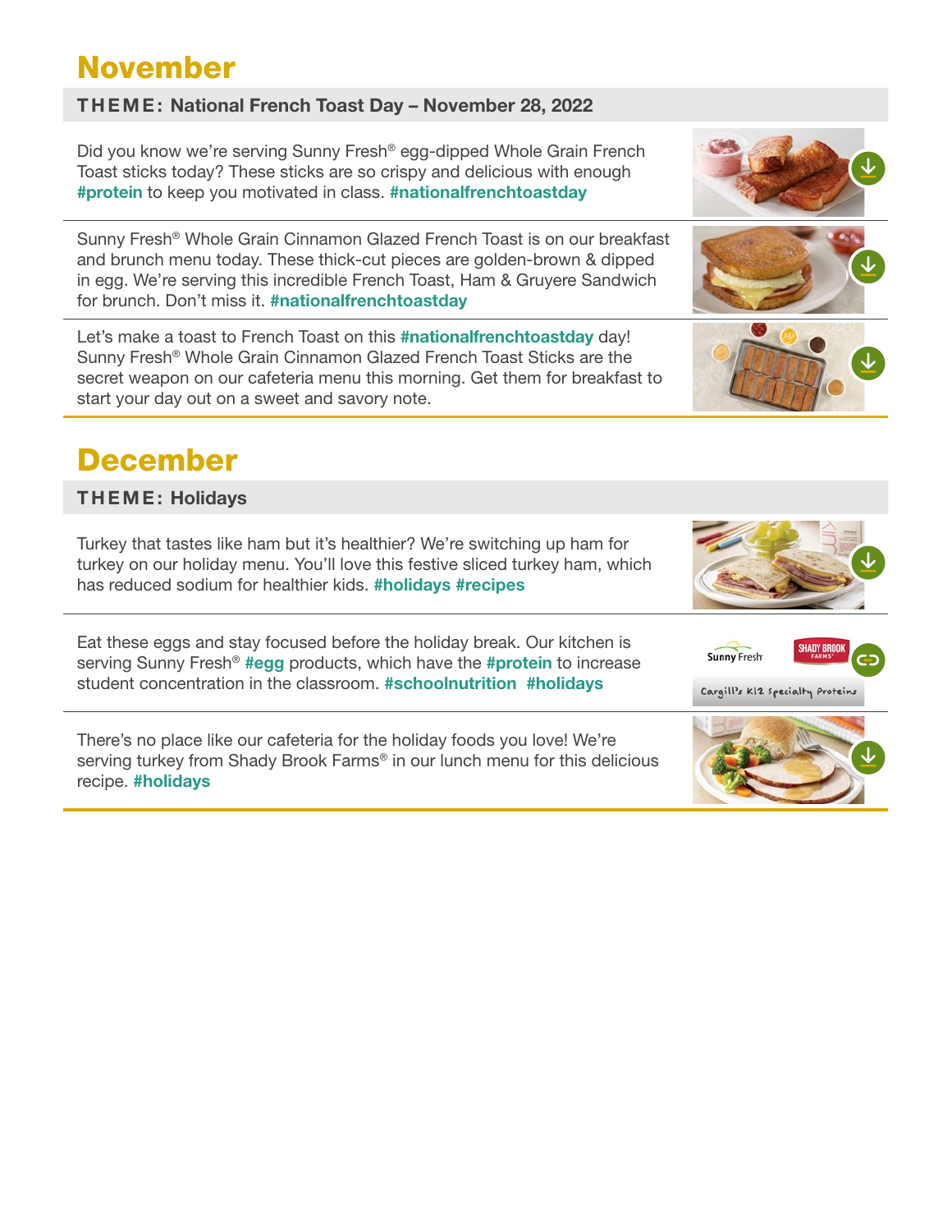# November

**THEME: National French Toast Day – November 28, 2022**

Did you know we're serving Sunny Fresh® egg-dipped Whole Grain French Toast sticks today? These sticks are so crispy and delicious with enough **#protein** to keep you motivated in class. **#nationalfrenchtoastday**

---

Sunny Fresh® Whole Grain Cinnamon Glazed French Toast is on our breakfast and brunch menu today. These thick-cut pieces are golden-brown & dipped in egg. We're serving this incredible French Toast, Ham & Gruyere Sandwich for brunch. Don't miss it. **#nationalfrenchtoastday**

---

Let's make a toast to French Toast on this **#nationalfrenchtoastday** day! Sunny Fresh® Whole Grain Cinnamon Glazed French Toast Sticks are the secret weapon on our cafeteria menu this morning. Get them for breakfast to start your day out on a sweet and savory note.

# December

**THEME: Holidays**

Turkey that tastes like ham but it's healthier? We're switching up ham for turkey on our holiday menu. You'll love this festive sliced turkey ham, which has reduced sodium for healthier kids. **#holidays #recipes**

---

Eat these eggs and stay focused before the holiday break. Our kitchen is serving Sunny Fresh® **#egg** products, which have the **#protein** to increase student concentration in the classroom. **#schoolnutrition #holidays**

---

There's no place like our cafeteria for the holiday foods you love! We're serving turkey from Shady Brook Farms® in our lunch menu for this delicious recipe. **#holidays**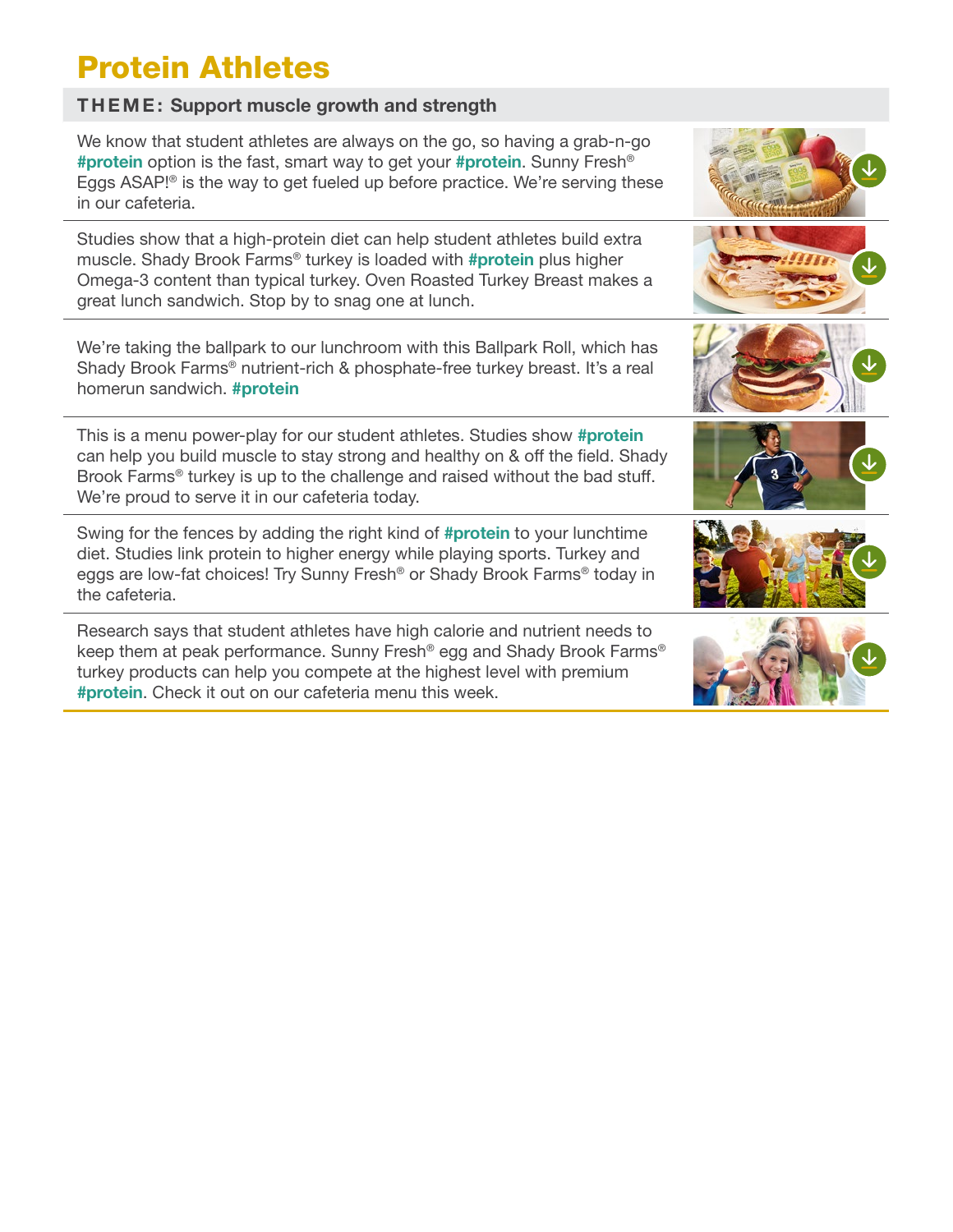# Protein Athletes

**THEME: Support muscle growth and strength**

We know that student athletes are always on the go, so having a grab-n-go **#protein** option is the fast, smart way to get your **#protein**. Sunny Fresh® Eggs ASAP!® is the way to get fueled up before practice. We're serving these in our cafeteria.

Studies show that a high-protein diet can help student athletes build extra muscle. Shady Brook Farms® turkey is loaded with **#protein** plus higher Omega-3 content than typical turkey. Oven Roasted Turkey Breast makes a great lunch sandwich. Stop by to snag one at lunch.

We're taking the ballpark to our lunchroom with this Ballpark Roll, which has Shady Brook Farms® nutrient-rich & phosphate-free turkey breast. It's a real homerun sandwich. **#protein**

This is a menu power-play for our student athletes. Studies show **#protein** can help you build muscle to stay strong and healthy on & off the field. Shady Brook Farms® turkey is up to the challenge and raised without the bad stuff. We're proud to serve it in our cafeteria today.

Swing for the fences by adding the right kind of **#protein** to your lunchtime diet. Studies link protein to higher energy while playing sports. Turkey and eggs are low-fat choices! Try Sunny Fresh® or Shady Brook Farms® today in the cafeteria.

Research says that student athletes have high calorie and nutrient needs to keep them at peak performance. Sunny Fresh® egg and Shady Brook Farms® turkey products can help you compete at the highest level with premium **#protein**. Check it out on our cafeteria menu this week.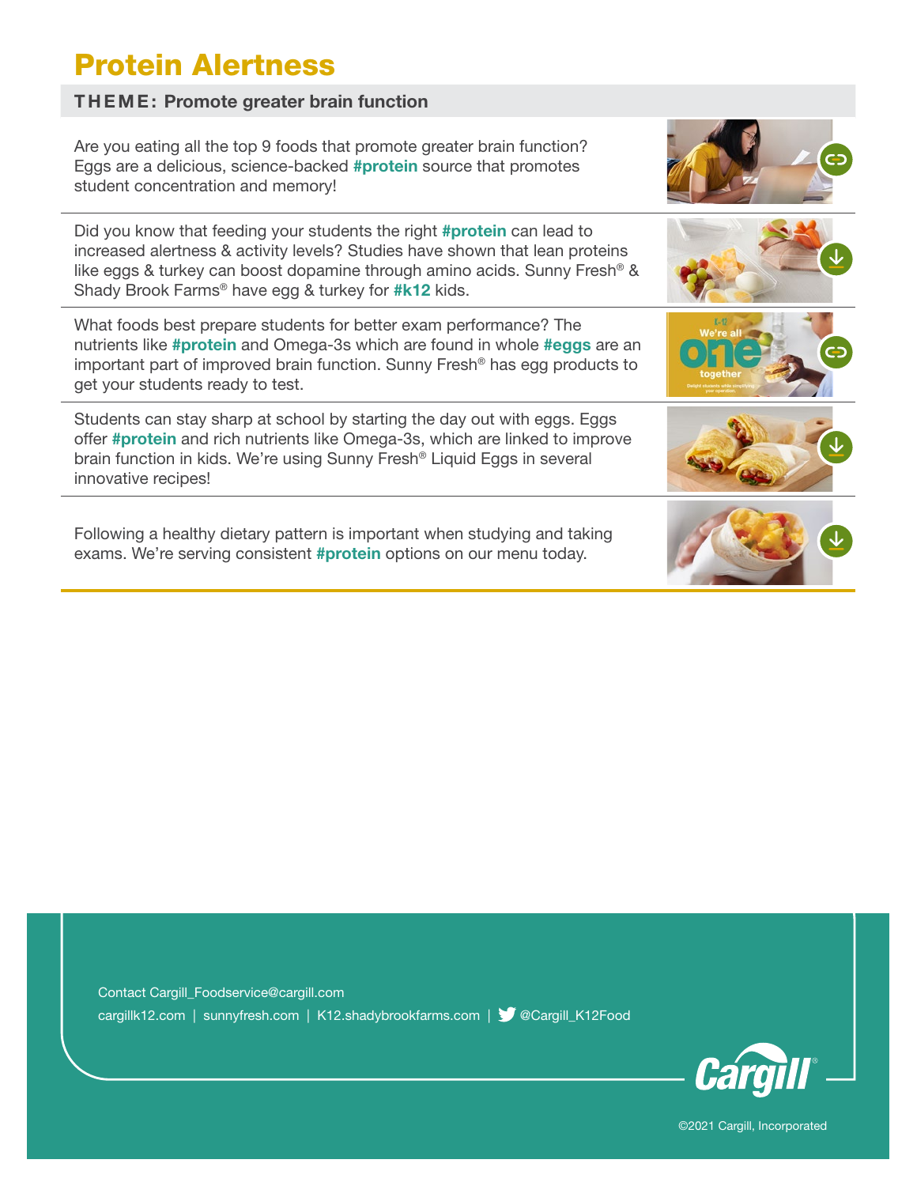# Protein Alertness

**THEME: Promote greater brain function**

Are you eating all the top 9 foods that promote greater brain function? Eggs are a delicious, science-backed **#protein** source that promotes student concentration and memory!

---

Did you know that feeding your students the right **#protein** can lead to increased alertness & activity levels? Studies have shown that lean proteins like eggs & turkey can boost dopamine through amino acids. Sunny Fresh® & Shady Brook Farms® have egg & turkey for **#k12** kids.

---

What foods best prepare students for better exam performance? The nutrients like **#protein** and Omega-3s which are found in whole **#eggs** are an important part of improved brain function. Sunny Fresh® has egg products to get your students ready to test.

---

Students can stay sharp at school by starting the day out with eggs. Eggs offer **#protein** and rich nutrients like Omega-3s, which are linked to improve brain function in kids. We're using Sunny Fresh® Liquid Eggs in several innovative recipes!

---

Following a healthy dietary pattern is important when studying and taking exams. We're serving consistent **#protein** options on our menu today.

---

Contact Cargill_Foodservice@cargill.com

cargillk12.com | sunnyfresh.com | K12.shadybrookfarms.com | @Cargill_K12Food

Cargill®

©2021 Cargill, Incorporated